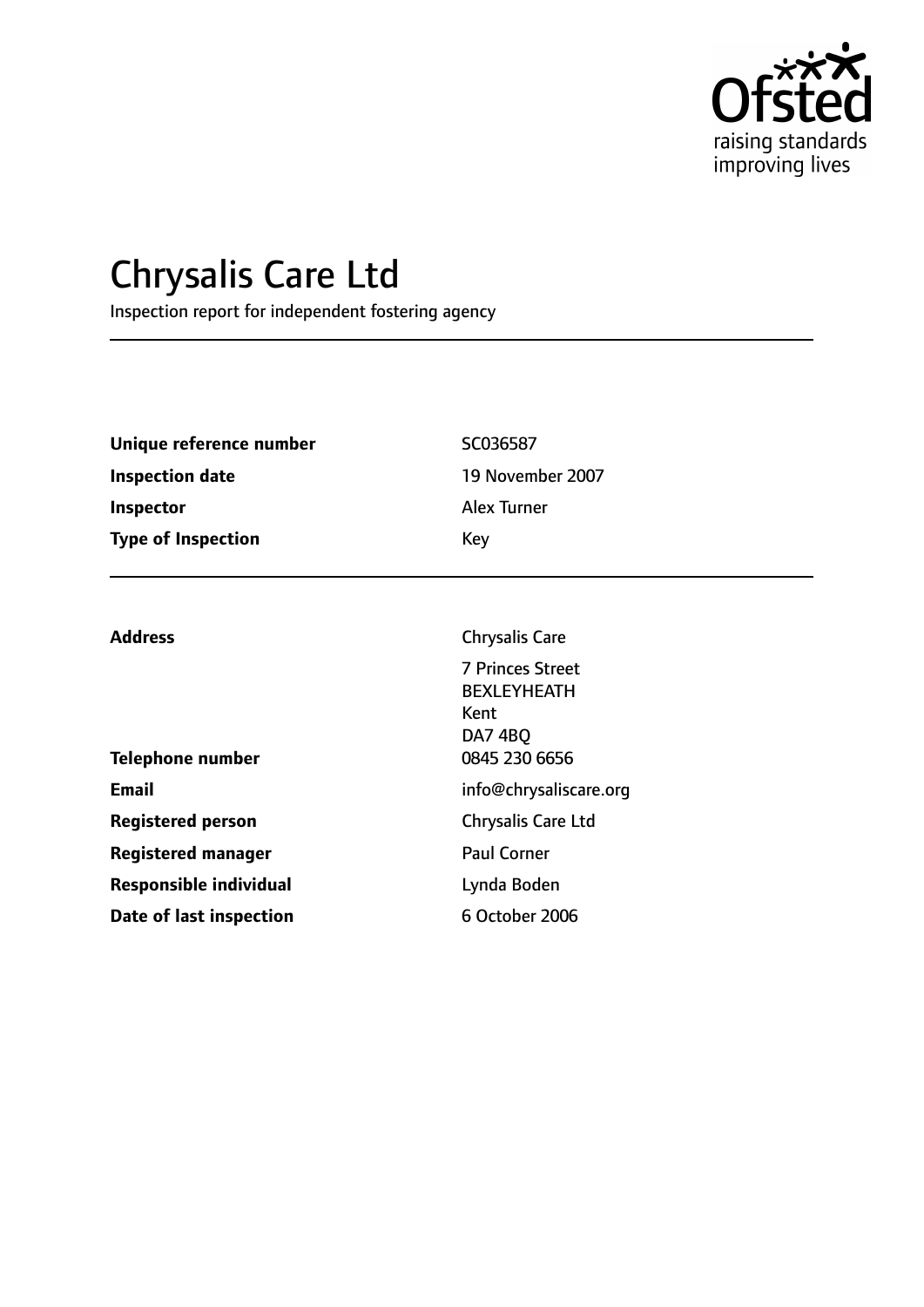# Chrysalis Care Ltd

Inspection report for independent fostering agency

| | |
|---|---|
| **Unique reference number** | SC036587 |
| **Inspection date** | 19 November 2007 |
| **Inspector** | Alex Turner |
| **Type of Inspection** | Key |

| | |
|---|---|
| **Address** | Chrysalis Care<br>7 Princes Street<br>BEXLEYHEATH<br>Kent<br>DA7 4BQ |
| **Telephone number** | 0845 230 6656 |
| **Email** | info@chrysaliscare.org |
| **Registered person** | Chrysalis Care Ltd |
| **Registered manager** | Paul Corner |
| **Responsible individual** | Lynda Boden |
| **Date of last inspection** | 6 October 2006 |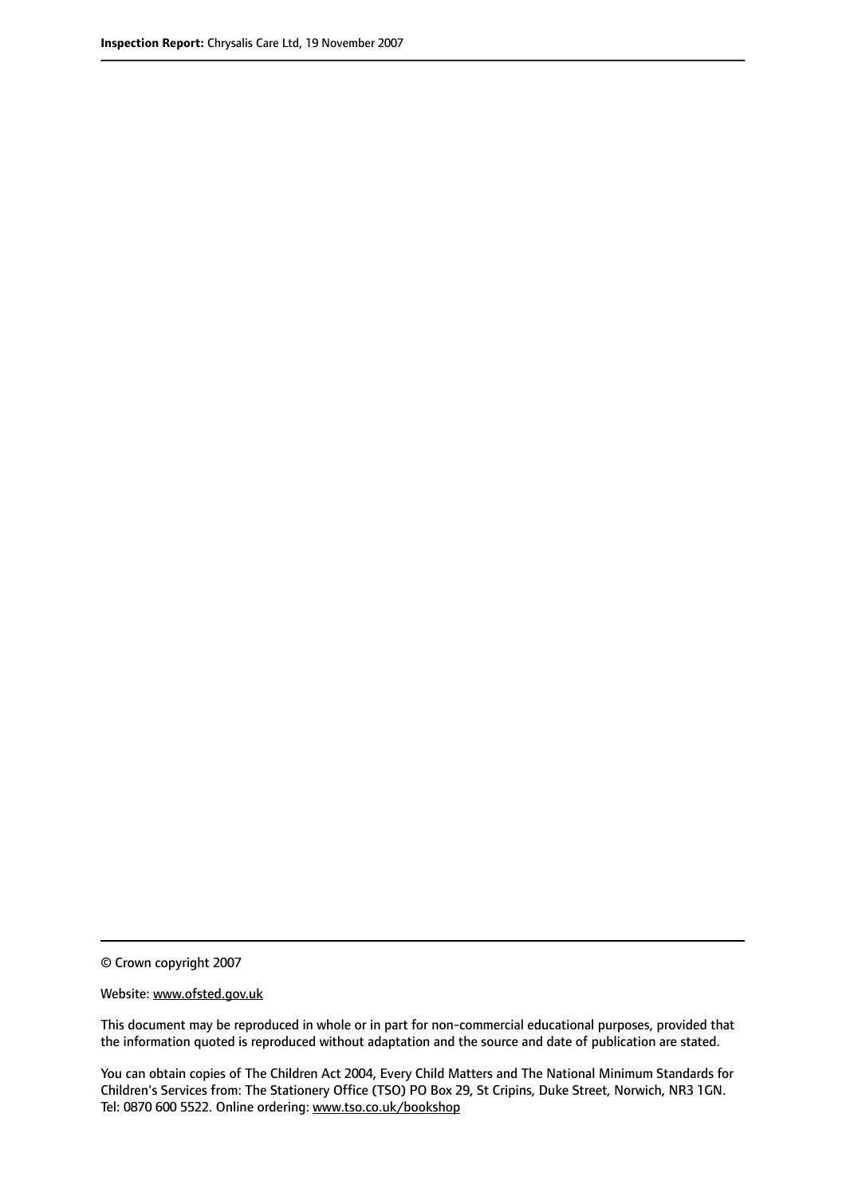© Crown copyright 2007

Website: www.ofsted.gov.uk

This document may be reproduced in whole or in part for non-commercial educational purposes, provided that the information quoted is reproduced without adaptation and the source and date of publication are stated.

You can obtain copies of The Children Act 2004, Every Child Matters and The National Minimum Standards for Children's Services from: The Stationery Office (TSO) PO Box 29, St Cripins, Duke Street, Norwich, NR3 1GN. Tel: 0870 600 5522. Online ordering: www.tso.co.uk/bookshop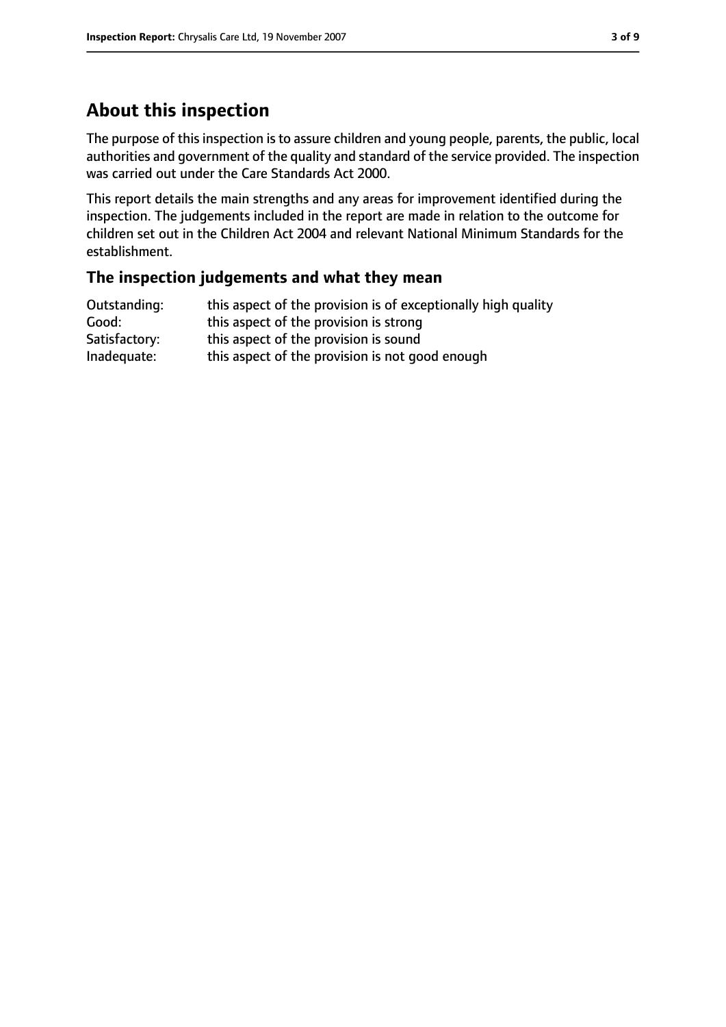## About this inspection

The purpose of this inspection is to assure children and young people, parents, the public, local authorities and government of the quality and standard of the service provided. The inspection was carried out under the Care Standards Act 2000.

This report details the main strengths and any areas for improvement identified during the inspection. The judgements included in the report are made in relation to the outcome for children set out in the Children Act 2004 and relevant National Minimum Standards for the establishment.

### The inspection judgements and what they mean

| | |
|---|---|
| Outstanding: | this aspect of the provision is of exceptionally high quality |
| Good: | this aspect of the provision is strong |
| Satisfactory: | this aspect of the provision is sound |
| Inadequate: | this aspect of the provision is not good enough |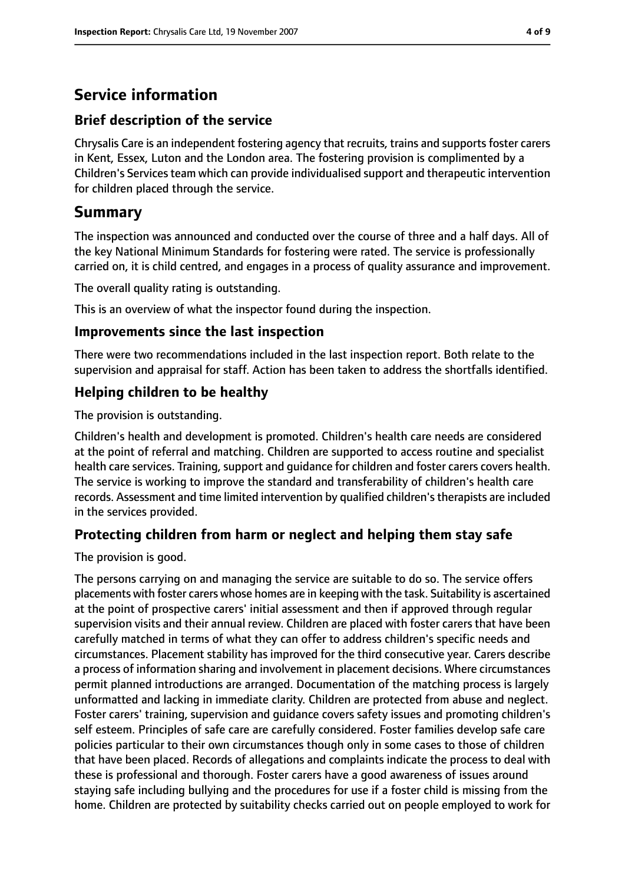# Service information

## Brief description of the service

Chrysalis Care is an independent fostering agency that recruits, trains and supports foster carers in Kent, Essex, Luton and the London area. The fostering provision is complimented by a Children's Services team which can provide individualised support and therapeutic intervention for children placed through the service.

# Summary

The inspection was announced and conducted over the course of three and a half days. All of the key National Minimum Standards for fostering were rated. The service is professionally carried on, it is child centred, and engages in a process of quality assurance and improvement.

The overall quality rating is outstanding.

This is an overview of what the inspector found during the inspection.

## Improvements since the last inspection

There were two recommendations included in the last inspection report. Both relate to the supervision and appraisal for staff. Action has been taken to address the shortfalls identified.

## Helping children to be healthy

The provision is outstanding.

Children's health and development is promoted. Children's health care needs are considered at the point of referral and matching. Children are supported to access routine and specialist health care services. Training, support and guidance for children and foster carers covers health. The service is working to improve the standard and transferability of children's health care records. Assessment and time limited intervention by qualified children's therapists are included in the services provided.

## Protecting children from harm or neglect and helping them stay safe

The provision is good.

The persons carrying on and managing the service are suitable to do so. The service offers placements with foster carers whose homes are in keeping with the task. Suitability is ascertained at the point of prospective carers' initial assessment and then if approved through regular supervision visits and their annual review. Children are placed with foster carers that have been carefully matched in terms of what they can offer to address children's specific needs and circumstances. Placement stability has improved for the third consecutive year. Carers describe a process of information sharing and involvement in placement decisions. Where circumstances permit planned introductions are arranged. Documentation of the matching process is largely unformatted and lacking in immediate clarity. Children are protected from abuse and neglect. Foster carers' training, supervision and guidance covers safety issues and promoting children's self esteem. Principles of safe care are carefully considered. Foster families develop safe care policies particular to their own circumstances though only in some cases to those of children that have been placed. Records of allegations and complaints indicate the process to deal with these is professional and thorough. Foster carers have a good awareness of issues around staying safe including bullying and the procedures for use if a foster child is missing from the home. Children are protected by suitability checks carried out on people employed to work for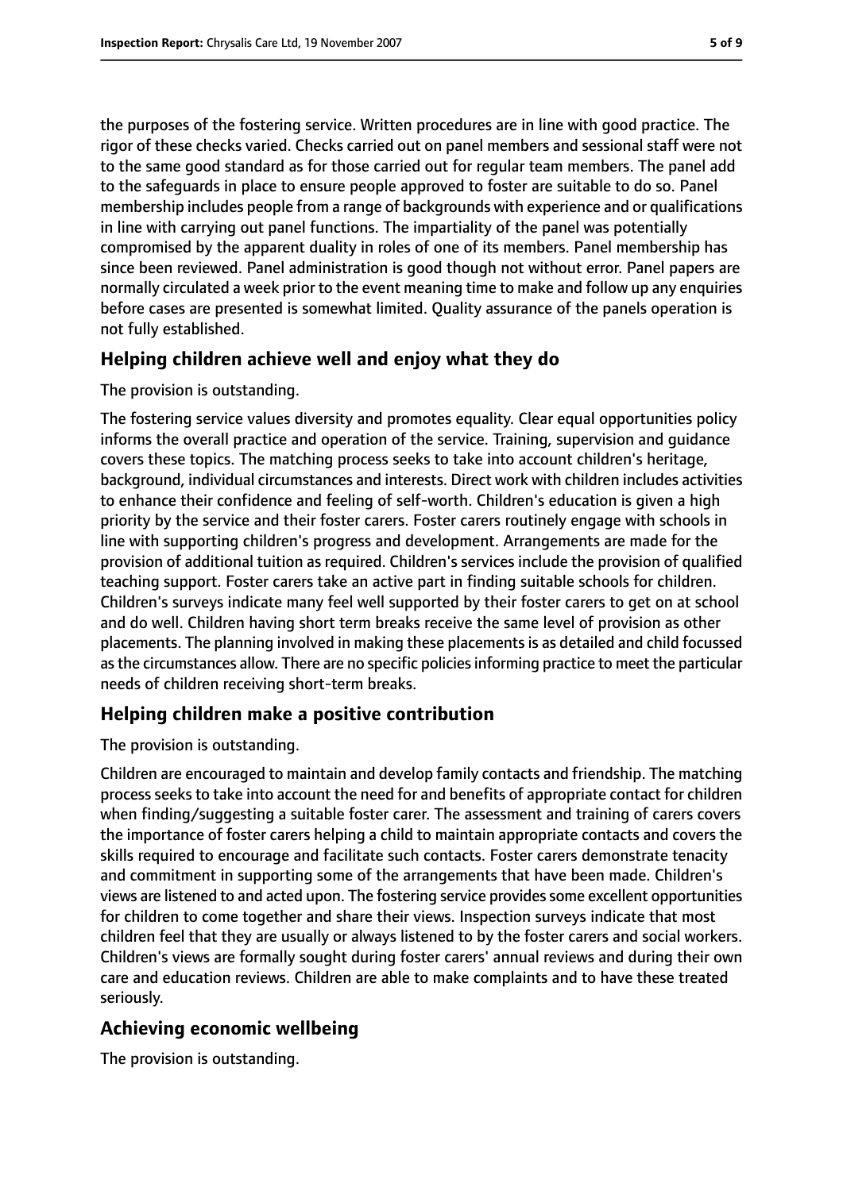the purposes of the fostering service. Written procedures are in line with good practice. The rigor of these checks varied. Checks carried out on panel members and sessional staff were not to the same good standard as for those carried out for regular team members. The panel add to the safeguards in place to ensure people approved to foster are suitable to do so. Panel membership includes people from a range of backgrounds with experience and or qualifications in line with carrying out panel functions. The impartiality of the panel was potentially compromised by the apparent duality in roles of one of its members. Panel membership has since been reviewed. Panel administration is good though not without error. Panel papers are normally circulated a week prior to the event meaning time to make and follow up any enquiries before cases are presented is somewhat limited. Quality assurance of the panels operation is not fully established.

## Helping children achieve well and enjoy what they do

The provision is outstanding.

The fostering service values diversity and promotes equality. Clear equal opportunities policy informs the overall practice and operation of the service. Training, supervision and guidance covers these topics. The matching process seeks to take into account children's heritage, background, individual circumstances and interests. Direct work with children includes activities to enhance their confidence and feeling of self-worth. Children's education is given a high priority by the service and their foster carers. Foster carers routinely engage with schools in line with supporting children's progress and development. Arrangements are made for the provision of additional tuition as required. Children's services include the provision of qualified teaching support. Foster carers take an active part in finding suitable schools for children. Children's surveys indicate many feel well supported by their foster carers to get on at school and do well. Children having short term breaks receive the same level of provision as other placements. The planning involved in making these placements is as detailed and child focussed as the circumstances allow. There are no specific policies informing practice to meet the particular needs of children receiving short-term breaks.

## Helping children make a positive contribution

The provision is outstanding.

Children are encouraged to maintain and develop family contacts and friendship. The matching process seeks to take into account the need for and benefits of appropriate contact for children when finding/suggesting a suitable foster carer. The assessment and training of carers covers the importance of foster carers helping a child to maintain appropriate contacts and covers the skills required to encourage and facilitate such contacts. Foster carers demonstrate tenacity and commitment in supporting some of the arrangements that have been made. Children's views are listened to and acted upon. The fostering service provides some excellent opportunities for children to come together and share their views. Inspection surveys indicate that most children feel that they are usually or always listened to by the foster carers and social workers. Children's views are formally sought during foster carers' annual reviews and during their own care and education reviews. Children are able to make complaints and to have these treated seriously.

## Achieving economic wellbeing

The provision is outstanding.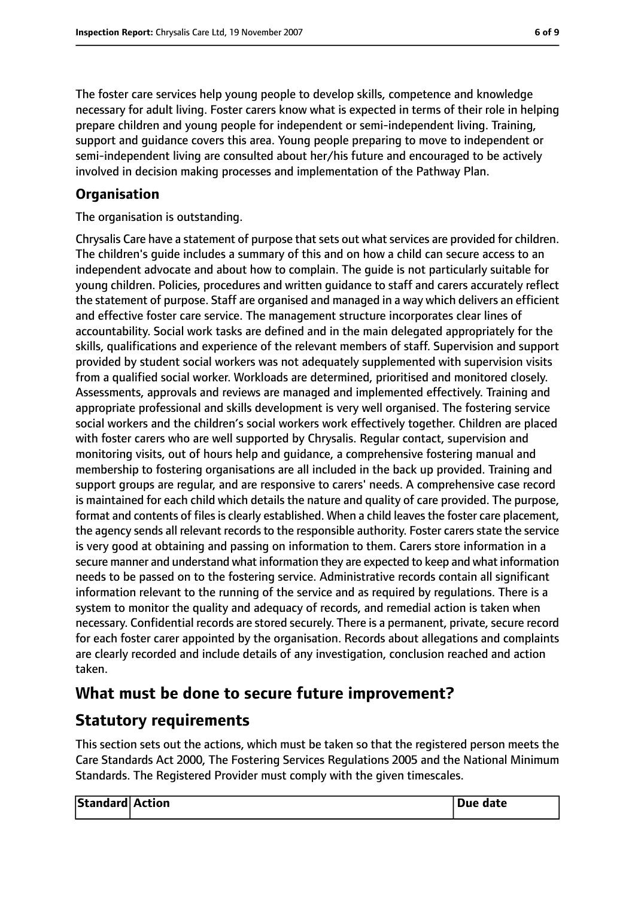The foster care services help young people to develop skills, competence and knowledge necessary for adult living. Foster carers know what is expected in terms of their role in helping prepare children and young people for independent or semi-independent living. Training, support and guidance covers this area. Young people preparing to move to independent or semi-independent living are consulted about her/his future and encouraged to be actively involved in decision making processes and implementation of the Pathway Plan.

### Organisation

The organisation is outstanding.

Chrysalis Care have a statement of purpose that sets out what services are provided for children. The children's guide includes a summary of this and on how a child can secure access to an independent advocate and about how to complain. The guide is not particularly suitable for young children. Policies, procedures and written guidance to staff and carers accurately reflect the statement of purpose. Staff are organised and managed in a way which delivers an efficient and effective foster care service. The management structure incorporates clear lines of accountability. Social work tasks are defined and in the main delegated appropriately for the skills, qualifications and experience of the relevant members of staff. Supervision and support provided by student social workers was not adequately supplemented with supervision visits from a qualified social worker. Workloads are determined, prioritised and monitored closely. Assessments, approvals and reviews are managed and implemented effectively. Training and appropriate professional and skills development is very well organised. The fostering service social workers and the children's social workers work effectively together. Children are placed with foster carers who are well supported by Chrysalis. Regular contact, supervision and monitoring visits, out of hours help and guidance, a comprehensive fostering manual and membership to fostering organisations are all included in the back up provided. Training and support groups are regular, and are responsive to carers' needs. A comprehensive case record is maintained for each child which details the nature and quality of care provided. The purpose, format and contents of files is clearly established. When a child leaves the foster care placement, the agency sends all relevant records to the responsible authority. Foster carers state the service is very good at obtaining and passing on information to them. Carers store information in a secure manner and understand what information they are expected to keep and what information needs to be passed on to the fostering service. Administrative records contain all significant information relevant to the running of the service and as required by regulations. There is a system to monitor the quality and adequacy of records, and remedial action is taken when necessary. Confidential records are stored securely. There is a permanent, private, secure record for each foster carer appointed by the organisation. Records about allegations and complaints are clearly recorded and include details of any investigation, conclusion reached and action taken.

## What must be done to secure future improvement?

## Statutory requirements

This section sets out the actions, which must be taken so that the registered person meets the Care Standards Act 2000, The Fostering Services Regulations 2005 and the National Minimum Standards. The Registered Provider must comply with the given timescales.

| Standard | Action | Due date |
|---|---|---|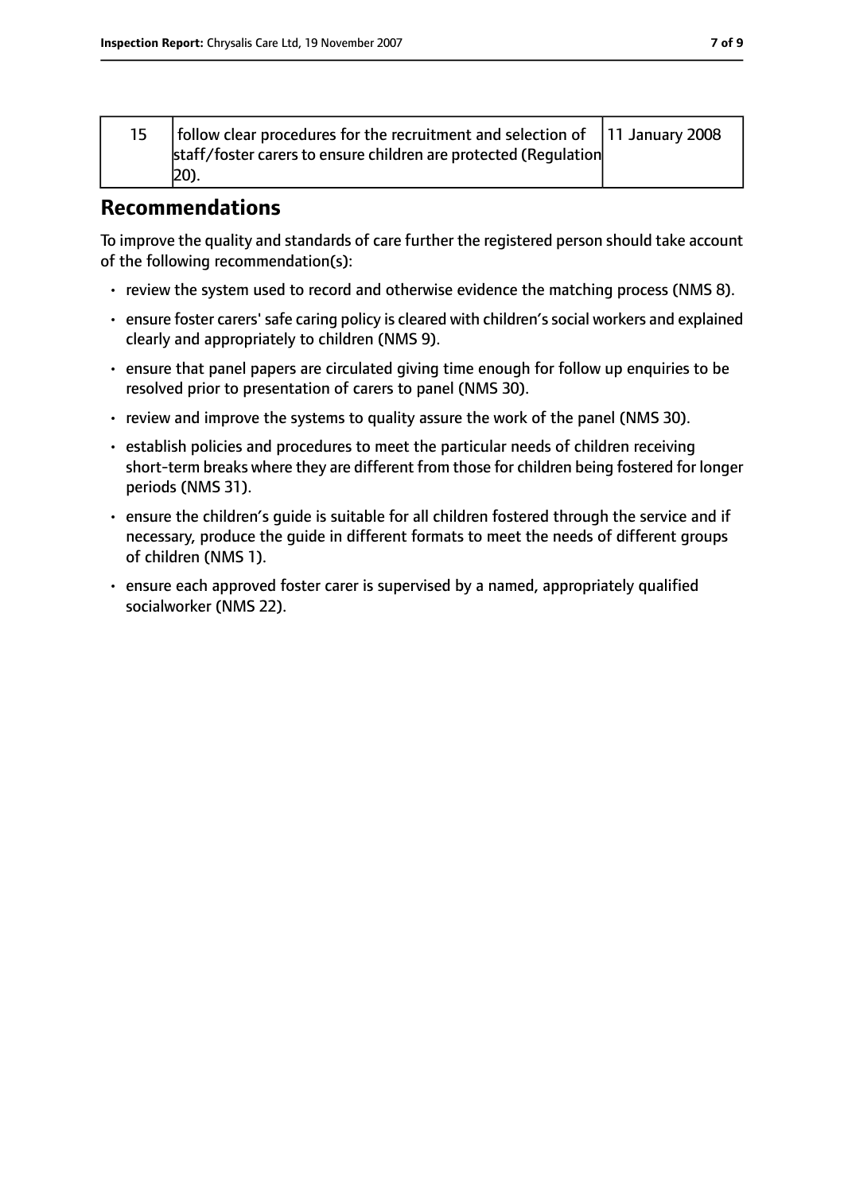| 15 | follow clear procedures for the recruitment and selection of staff/foster carers to ensure children are protected (Regulation 20). | 11 January 2008 |
|---|---|---|

## Recommendations

To improve the quality and standards of care further the registered person should take account of the following recommendation(s):

- review the system used to record and otherwise evidence the matching process (NMS 8).
- ensure foster carers' safe caring policy is cleared with children's social workers and explained clearly and appropriately to children (NMS 9).
- ensure that panel papers are circulated giving time enough for follow up enquiries to be resolved prior to presentation of carers to panel (NMS 30).
- review and improve the systems to quality assure the work of the panel (NMS 30).
- establish policies and procedures to meet the particular needs of children receiving short-term breaks where they are different from those for children being fostered for longer periods (NMS 31).
- ensure the children's guide is suitable for all children fostered through the service and if necessary, produce the guide in different formats to meet the needs of different groups of children (NMS 1).
- ensure each approved foster carer is supervised by a named, appropriately qualified socialworker (NMS 22).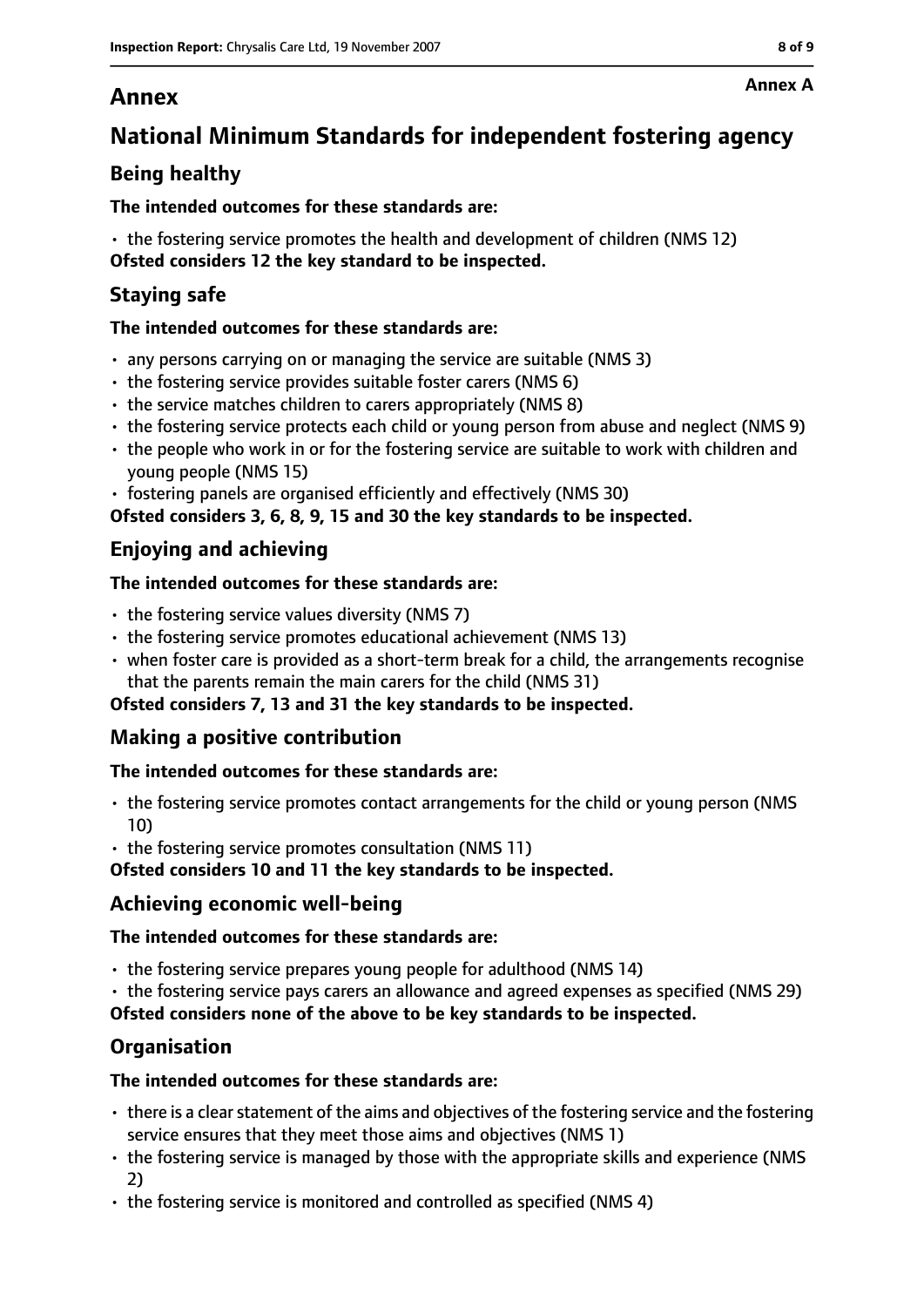# Annex

**Annex A**

## National Minimum Standards for independent fostering agency

### Being healthy

**The intended outcomes for these standards are:**

- the fostering service promotes the health and development of children (NMS 12)

**Ofsted considers 12 the key standard to be inspected.**

### Staying safe

**The intended outcomes for these standards are:**

- any persons carrying on or managing the service are suitable (NMS 3)
- the fostering service provides suitable foster carers (NMS 6)
- the service matches children to carers appropriately (NMS 8)
- the fostering service protects each child or young person from abuse and neglect (NMS 9)
- the people who work in or for the fostering service are suitable to work with children and young people (NMS 15)
- fostering panels are organised efficiently and effectively (NMS 30)

**Ofsted considers 3, 6, 8, 9, 15 and 30 the key standards to be inspected.**

### Enjoying and achieving

**The intended outcomes for these standards are:**

- the fostering service values diversity (NMS 7)
- the fostering service promotes educational achievement (NMS 13)
- when foster care is provided as a short-term break for a child, the arrangements recognise that the parents remain the main carers for the child (NMS 31)

**Ofsted considers 7, 13 and 31 the key standards to be inspected.**

### Making a positive contribution

**The intended outcomes for these standards are:**

- the fostering service promotes contact arrangements for the child or young person (NMS 10)
- the fostering service promotes consultation (NMS 11)

**Ofsted considers 10 and 11 the key standards to be inspected.**

### Achieving economic well-being

**The intended outcomes for these standards are:**

- the fostering service prepares young people for adulthood (NMS 14)
- the fostering service pays carers an allowance and agreed expenses as specified (NMS 29)

**Ofsted considers none of the above to be key standards to be inspected.**

### Organisation

**The intended outcomes for these standards are:**

- there is a clear statement of the aims and objectives of the fostering service and the fostering service ensures that they meet those aims and objectives (NMS 1)
- the fostering service is managed by those with the appropriate skills and experience (NMS 2)
- the fostering service is monitored and controlled as specified (NMS 4)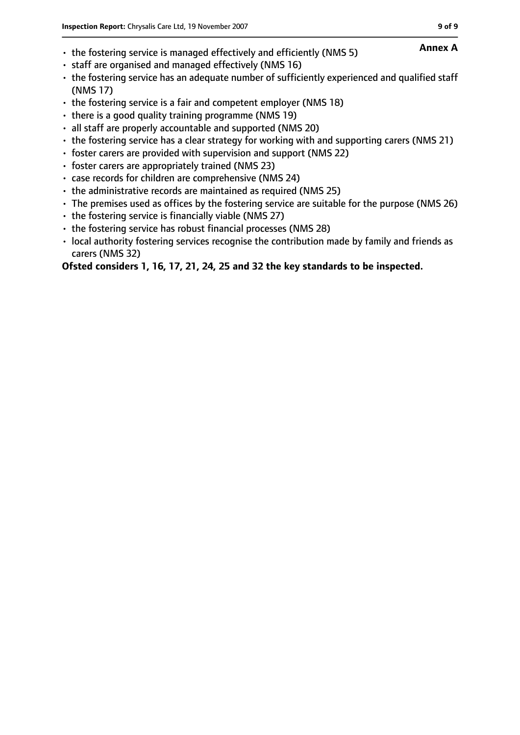- the fostering service is managed effectively and efficiently (NMS 5)
- staff are organised and managed effectively (NMS 16)
- the fostering service has an adequate number of sufficiently experienced and qualified staff (NMS 17)
- the fostering service is a fair and competent employer (NMS 18)
- there is a good quality training programme (NMS 19)
- all staff are properly accountable and supported (NMS 20)
- the fostering service has a clear strategy for working with and supporting carers (NMS 21)
- foster carers are provided with supervision and support (NMS 22)
- foster carers are appropriately trained (NMS 23)
- case records for children are comprehensive (NMS 24)
- the administrative records are maintained as required (NMS 25)
- The premises used as offices by the fostering service are suitable for the purpose (NMS 26)
- the fostering service is financially viable (NMS 27)
- the fostering service has robust financial processes (NMS 28)
- local authority fostering services recognise the contribution made by family and friends as carers (NMS 32)

**Ofsted considers 1, 16, 17, 21, 24, 25 and 32 the key standards to be inspected.**